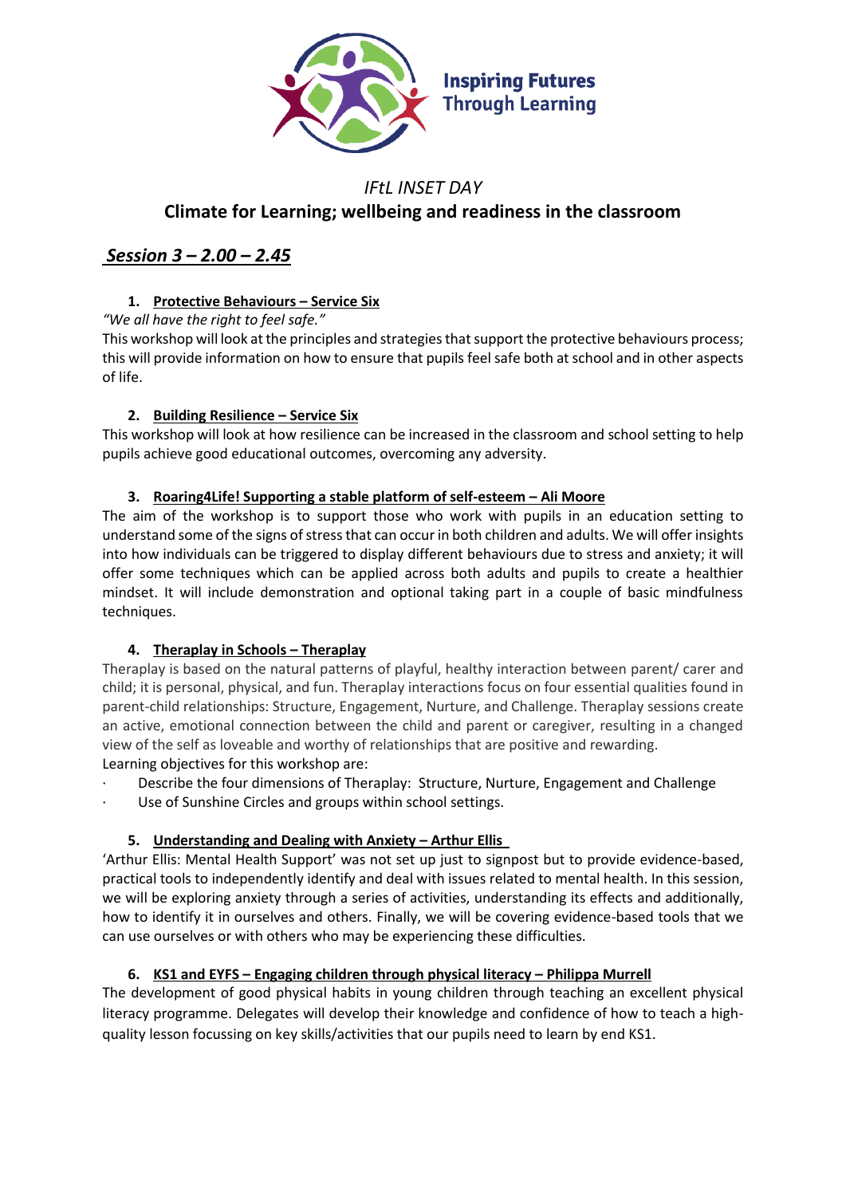Inspiring Futures Through Learning

*IFtL INSET DAY*

# Climate for Learning; wellbeing and readiness in the classroom

## *Session 3 – 2.00 – 2.45*

1. **Protective Behaviours – Service Six**

*"We all have the right to feel safe."*
This workshop will look at the principles and strategies that support the protective behaviours process; this will provide information on how to ensure that pupils feel safe both at school and in other aspects of life.

2. **Building Resilience – Service Six**

This workshop will look at how resilience can be increased in the classroom and school setting to help pupils achieve good educational outcomes, overcoming any adversity.

3. **Roaring4Life! Supporting a stable platform of self-esteem – Ali Moore**

The aim of the workshop is to support those who work with pupils in an education setting to understand some of the signs of stress that can occur in both children and adults. We will offer insights into how individuals can be triggered to display different behaviours due to stress and anxiety; it will offer some techniques which can be applied across both adults and pupils to create a healthier mindset. It will include demonstration and optional taking part in a couple of basic mindfulness techniques.

4. **Theraplay in Schools – Theraplay**

Theraplay is based on the natural patterns of playful, healthy interaction between parent/ carer and child; it is personal, physical, and fun. Theraplay interactions focus on four essential qualities found in parent-child relationships: Structure, Engagement, Nurture, and Challenge. Theraplay sessions create an active, emotional connection between the child and parent or caregiver, resulting in a changed view of the self as loveable and worthy of relationships that are positive and rewarding.
Learning objectives for this workshop are:

- Describe the four dimensions of Theraplay: Structure, Nurture, Engagement and Challenge
- Use of Sunshine Circles and groups within school settings.

5. **Understanding and Dealing with Anxiety – Arthur Ellis**

'Arthur Ellis: Mental Health Support' was not set up just to signpost but to provide evidence-based, practical tools to independently identify and deal with issues related to mental health. In this session, we will be exploring anxiety through a series of activities, understanding its effects and additionally, how to identify it in ourselves and others. Finally, we will be covering evidence-based tools that we can use ourselves or with others who may be experiencing these difficulties.

6. **KS1 and EYFS – Engaging children through physical literacy – Philippa Murrell**

The development of good physical habits in young children through teaching an excellent physical literacy programme. Delegates will develop their knowledge and confidence of how to teach a high-quality lesson focussing on key skills/activities that our pupils need to learn by end KS1.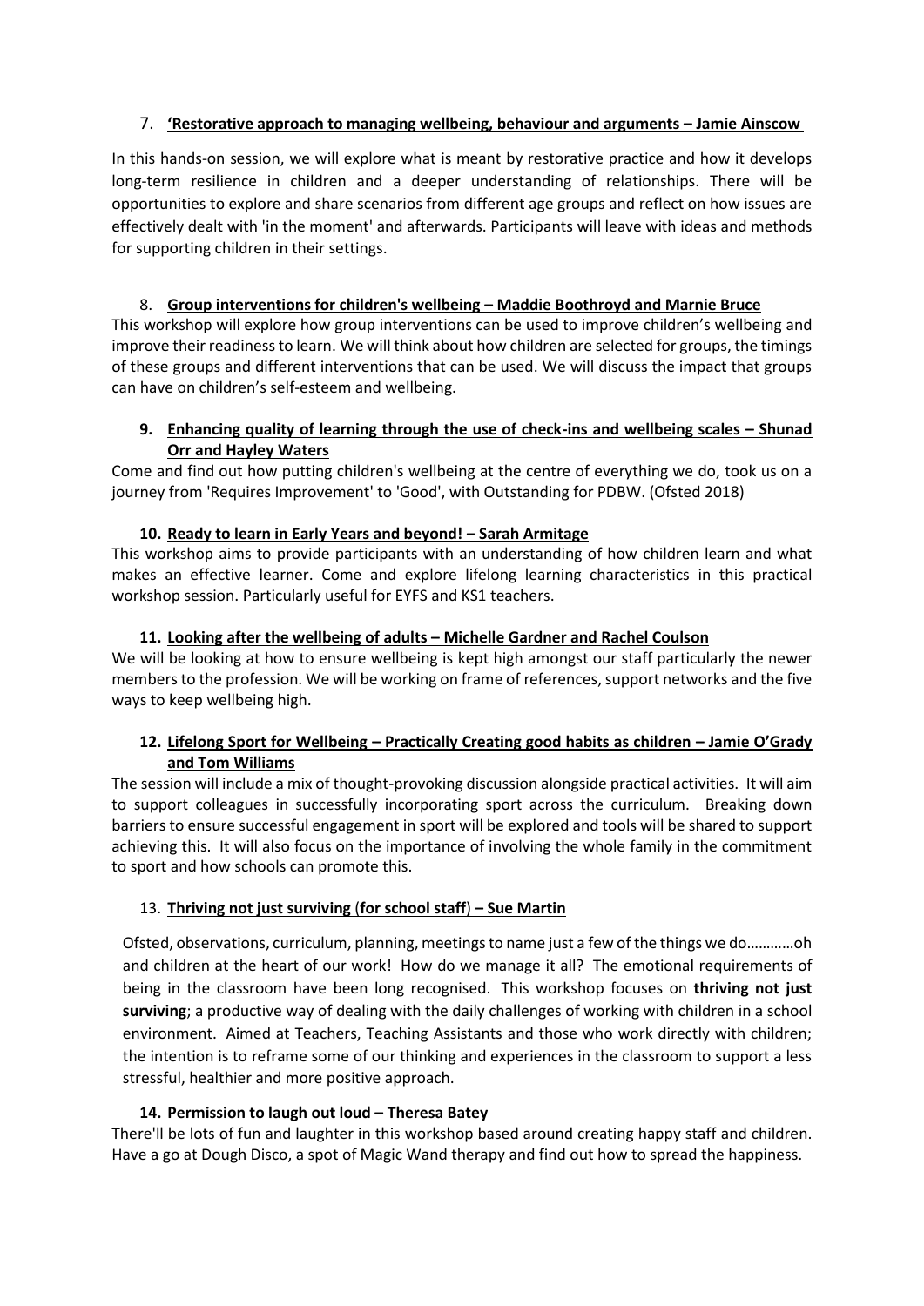### 7. **'Restorative approach to managing wellbeing, behaviour and arguments – Jamie Ainscow**

In this hands-on session, we will explore what is meant by restorative practice and how it develops long-term resilience in children and a deeper understanding of relationships. There will be opportunities to explore and share scenarios from different age groups and reflect on how issues are effectively dealt with 'in the moment' and afterwards. Participants will leave with ideas and methods for supporting children in their settings.

### 8. **Group interventions for children's wellbeing – Maddie Boothroyd and Marnie Bruce**

This workshop will explore how group interventions can be used to improve children's wellbeing and improve their readiness to learn. We will think about how children are selected for groups, the timings of these groups and different interventions that can be used. We will discuss the impact that groups can have on children's self-esteem and wellbeing.

### 9. **Enhancing quality of learning through the use of check-ins and wellbeing scales – Shunad Orr and Hayley Waters**

Come and find out how putting children's wellbeing at the centre of everything we do, took us on a journey from 'Requires Improvement' to 'Good', with Outstanding for PDBW. (Ofsted 2018)

### 10. **Ready to learn in Early Years and beyond! – Sarah Armitage**

This workshop aims to provide participants with an understanding of how children learn and what makes an effective learner. Come and explore lifelong learning characteristics in this practical workshop session. Particularly useful for EYFS and KS1 teachers.

### 11. **Looking after the wellbeing of adults – Michelle Gardner and Rachel Coulson**

We will be looking at how to ensure wellbeing is kept high amongst our staff particularly the newer members to the profession. We will be working on frame of references, support networks and the five ways to keep wellbeing high.

### 12. **Lifelong Sport for Wellbeing – Practically Creating good habits as children – Jamie O'Grady and Tom Williams**

The session will include a mix of thought-provoking discussion alongside practical activities. It will aim to support colleagues in successfully incorporating sport across the curriculum. Breaking down barriers to ensure successful engagement in sport will be explored and tools will be shared to support achieving this. It will also focus on the importance of involving the whole family in the commitment to sport and how schools can promote this.

### 13. **Thriving not just surviving (for school staff) – Sue Martin**

Ofsted, observations, curriculum, planning, meetings to name just a few of the things we do…………oh and children at the heart of our work! How do we manage it all? The emotional requirements of being in the classroom have been long recognised. This workshop focuses on **thriving not just surviving**; a productive way of dealing with the daily challenges of working with children in a school environment. Aimed at Teachers, Teaching Assistants and those who work directly with children; the intention is to reframe some of our thinking and experiences in the classroom to support a less stressful, healthier and more positive approach.

### 14. **Permission to laugh out loud – Theresa Batey**

There'll be lots of fun and laughter in this workshop based around creating happy staff and children. Have a go at Dough Disco, a spot of Magic Wand therapy and find out how to spread the happiness.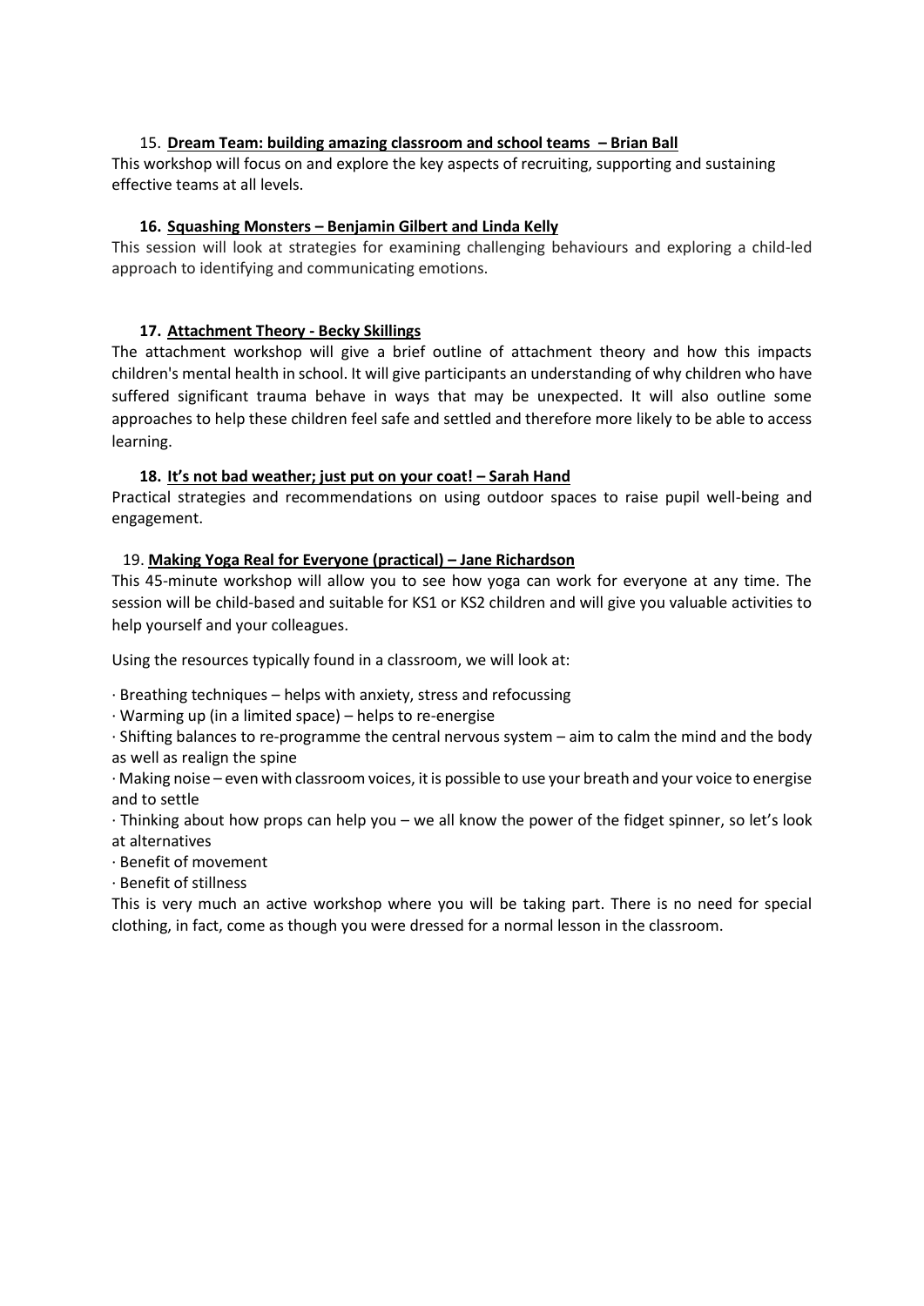15. **<u>Dream Team: building amazing classroom and school teams – Brian Ball</u>**

This workshop will focus on and explore the key aspects of recruiting, supporting and sustaining effective teams at all levels.

16. **<u>Squashing Monsters – Benjamin Gilbert and Linda Kelly</u>**

This session will look at strategies for examining challenging behaviours and exploring a child-led approach to identifying and communicating emotions.

17. **<u>Attachment Theory - Becky Skillings</u>**

The attachment workshop will give a brief outline of attachment theory and how this impacts children's mental health in school. It will give participants an understanding of why children who have suffered significant trauma behave in ways that may be unexpected. It will also outline some approaches to help these children feel safe and settled and therefore more likely to be able to access learning.

18. **<u>It's not bad weather; just put on your coat! – Sarah Hand</u>**

Practical strategies and recommendations on using outdoor spaces to raise pupil well-being and engagement.

19. **<u>Making Yoga Real for Everyone (practical) – Jane Richardson</u>**

This 45-minute workshop will allow you to see how yoga can work for everyone at any time. The session will be child-based and suitable for KS1 or KS2 children and will give you valuable activities to help yourself and your colleagues.

Using the resources typically found in a classroom, we will look at:

- Breathing techniques – helps with anxiety, stress and refocussing
- Warming up (in a limited space) – helps to re-energise
- Shifting balances to re-programme the central nervous system – aim to calm the mind and the body as well as realign the spine
- Making noise – even with classroom voices, it is possible to use your breath and your voice to energise and to settle
- Thinking about how props can help you – we all know the power of the fidget spinner, so let's look at alternatives
- Benefit of movement
- Benefit of stillness

This is very much an active workshop where you will be taking part. There is no need for special clothing, in fact, come as though you were dressed for a normal lesson in the classroom.